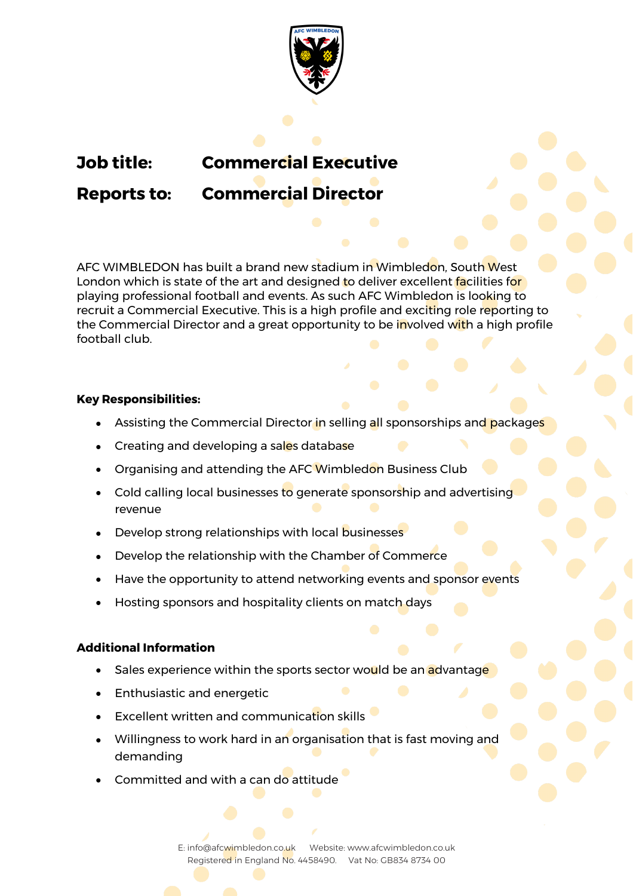**Job title:** **Commercial Executive**

**Reports to:** **Commercial Director**

AFC WIMBLEDON has built a brand new stadium in Wimbledon, South West London which is state of the art and designed to deliver excellent facilities for playing professional football and events. As such AFC Wimbledon is looking to recruit a Commercial Executive. This is a high profile and exciting role reporting to the Commercial Director and a great opportunity to be involved with a high profile football club.

**Key Responsibilities:**

- Assisting the Commercial Director in selling all sponsorships and packages
- Creating and developing a sales database
- Organising and attending the AFC Wimbledon Business Club
- Cold calling local businesses to generate sponsorship and advertising revenue
- Develop strong relationships with local businesses
- Develop the relationship with the Chamber of Commerce
- Have the opportunity to attend networking events and sponsor events
- Hosting sponsors and hospitality clients on match days

**Additional Information**

- Sales experience within the sports sector would be an advantage
- Enthusiastic and energetic
- Excellent written and communication skills
- Willingness to work hard in an organisation that is fast moving and demanding
- Committed and with a can do attitude

E: info@afcwimbledon.co.uk Website: www.afcwimbledon.co.uk
Registered in England No. 4458490. Vat No: GB834 8734 00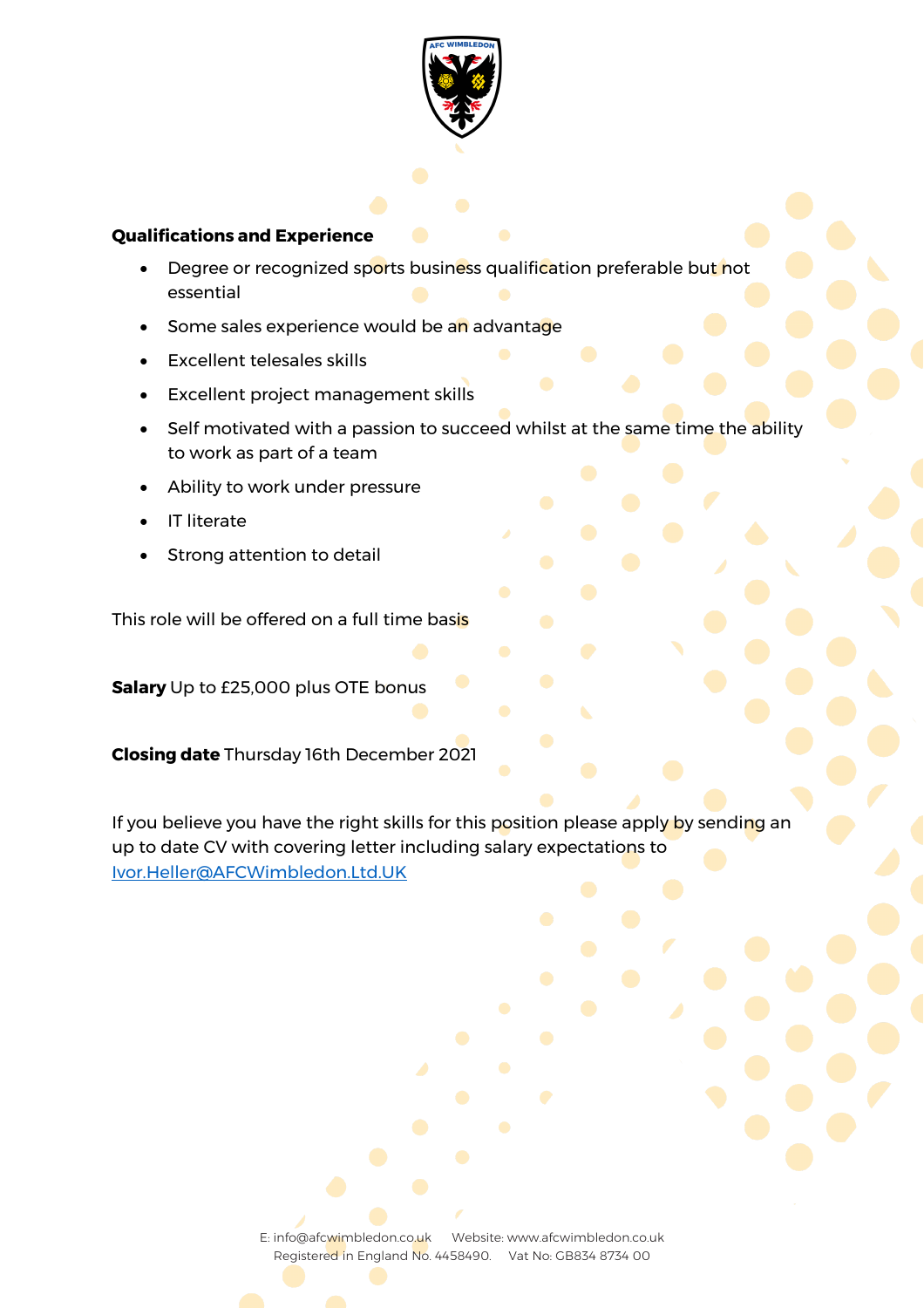**Qualifications and Experience**

- Degree or recognized sports business qualification preferable but not essential
- Some sales experience would be an advantage
- Excellent telesales skills
- Excellent project management skills
- Self motivated with a passion to succeed whilst at the same time the ability to work as part of a team
- Ability to work under pressure
- IT literate
- Strong attention to detail

This role will be offered on a full time basis

**Salary** Up to £25,000 plus OTE bonus

**Closing date** Thursday 16th December 2021

If you believe you have the right skills for this position please apply by sending an up to date CV with covering letter including salary expectations to [Ivor.Heller@AFCWimbledon.Ltd.UK](mailto:Ivor.Heller@AFCWimbledon.Ltd.UK)

E: info@afcwimbledon.co.uk Website: www.afcwimbledon.co.uk
Registered in England No. 4458490. Vat No: GB834 8734 00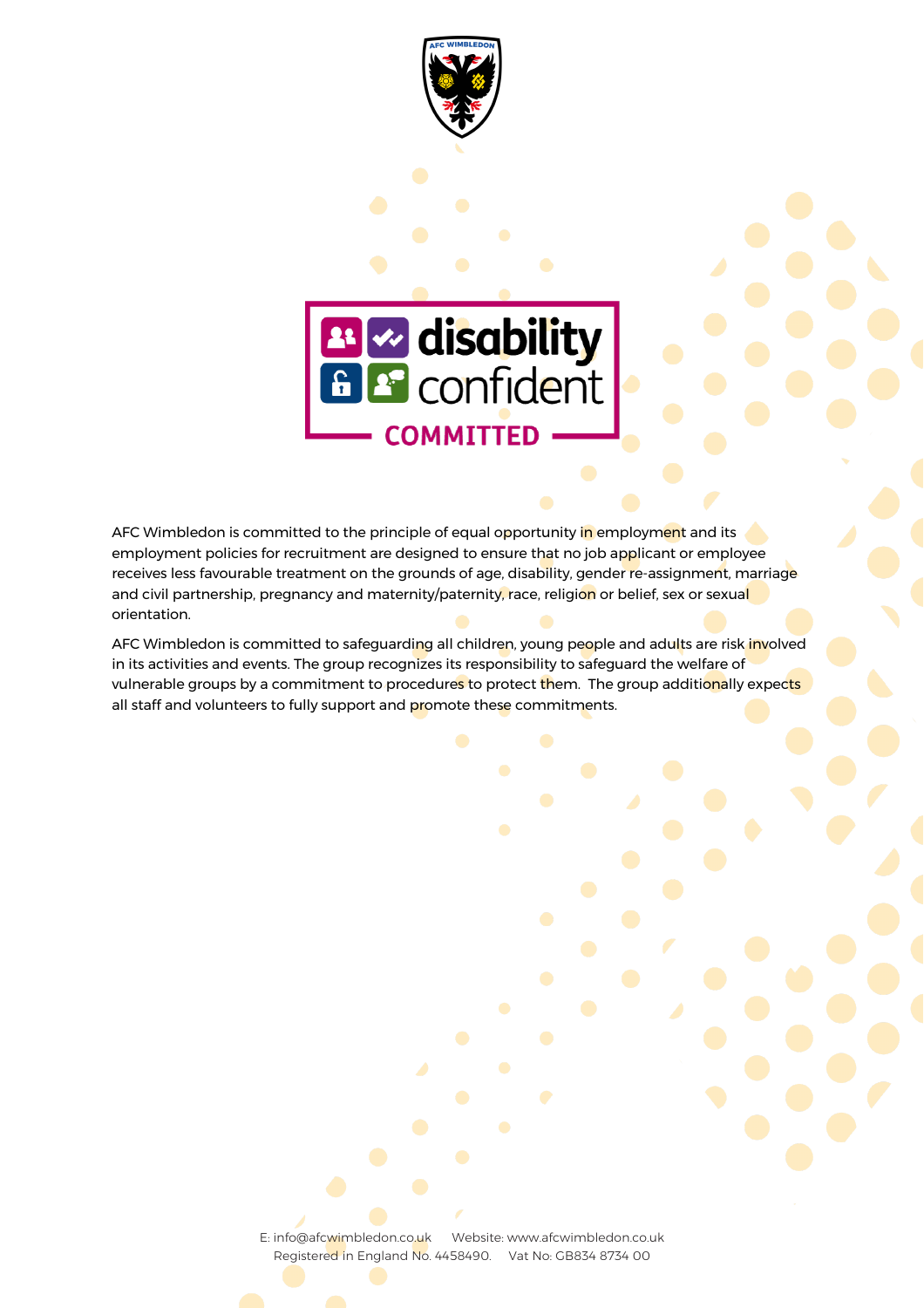AFC Wimbledon is committed to the principle of equal opportunity in employment and its employment policies for recruitment are designed to ensure that no job applicant or employee receives less favourable treatment on the grounds of age, disability, gender re-assignment, marriage and civil partnership, pregnancy and maternity/paternity, race, religion or belief, sex or sexual orientation.

AFC Wimbledon is committed to safeguarding all children, young people and adults are risk involved in its activities and events. The group recognizes its responsibility to safeguard the welfare of vulnerable groups by a commitment to procedures to protect them. The group additionally expects all staff and volunteers to fully support and promote these commitments.

E: info@afcwimbledon.co.uk Website: www.afcwimbledon.co.uk
Registered in England No. 4458490. Vat No: GB834 8734 00